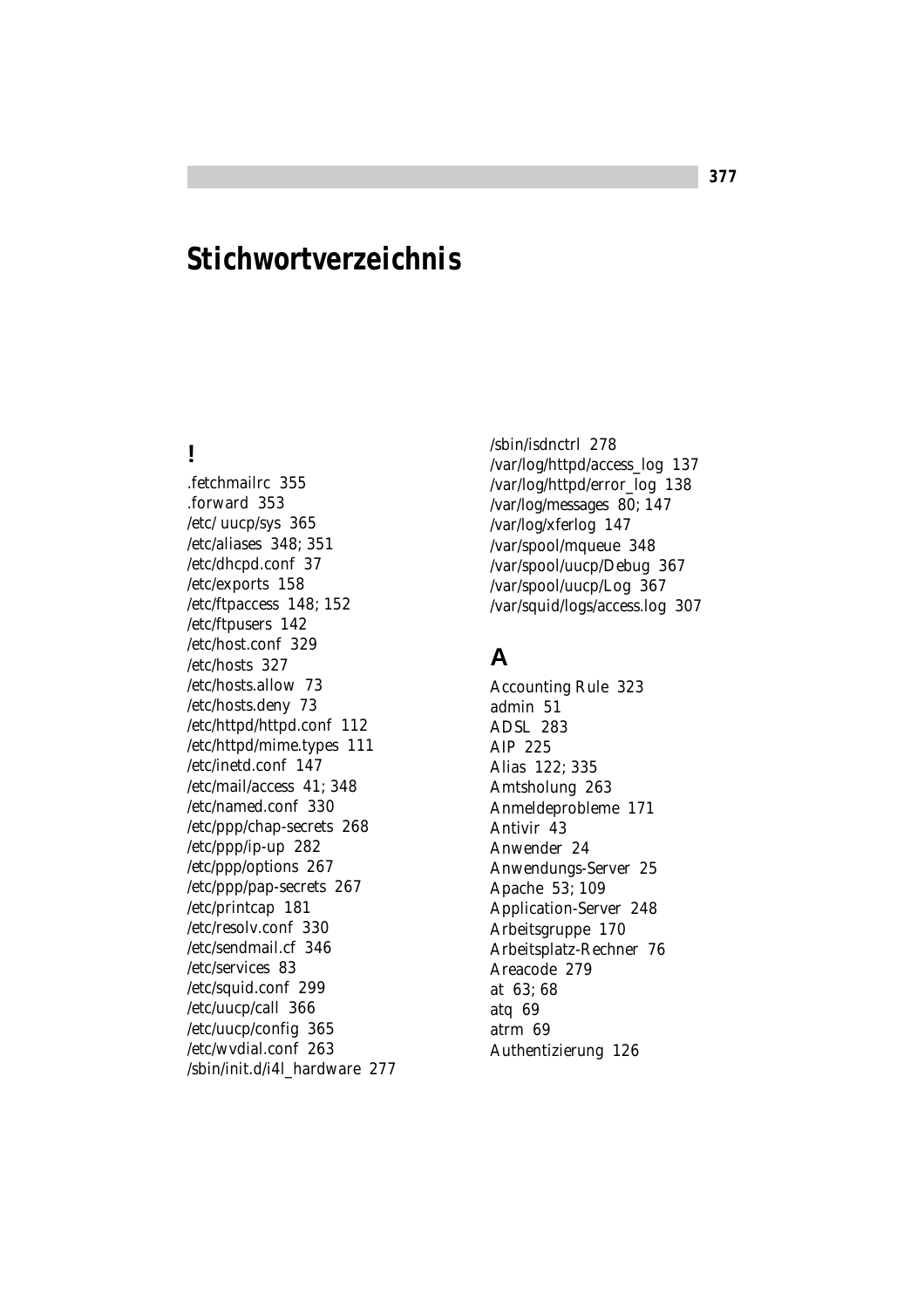# Stichwortverzeichnis

## !

.fetchmailrc 355
.forward 353
/etc/ uucp/sys 365
/etc/aliases 348; 351
/etc/dhcpd.conf 37
/etc/exports 158
/etc/ftpaccess 148; 152
/etc/ftpusers 142
/etc/host.conf 329
/etc/hosts 327
/etc/hosts.allow 73
/etc/hosts.deny 73
/etc/httpd/httpd.conf 112
/etc/httpd/mime.types 111
/etc/inetd.conf 147
/etc/mail/access 41; 348
/etc/named.conf 330
/etc/ppp/chap-secrets 268
/etc/ppp/ip-up 282
/etc/ppp/options 267
/etc/ppp/pap-secrets 267
/etc/printcap 181
/etc/resolv.conf 330
/etc/sendmail.cf 346
/etc/services 83
/etc/squid.conf 299
/etc/uucp/call 366
/etc/uucp/config 365
/etc/wvdial.conf 263
/sbin/init.d/i4l_hardware 277
/sbin/isdnctrl 278
/var/log/httpd/access_log 137
/var/log/httpd/error_log 138
/var/log/messages 80; 147
/var/log/xferlog 147
/var/spool/mqueue 348
/var/spool/uucp/Debug 367
/var/spool/uucp/Log 367
/var/squid/logs/access.log 307

## A

Accounting Rule 323
admin 51
ADSL 283
AIP 225
Alias 122; 335
Amtsholung 263
Anmeldeprobleme 171
Antivir 43
Anwender 24
Anwendungs-Server 25
Apache 53; 109
Application-Server 248
Arbeitsgruppe 170
Arbeitsplatz-Rechner 76
Areacode 279
at 63; 68
atq 69
atrm 69
Authentizierung 126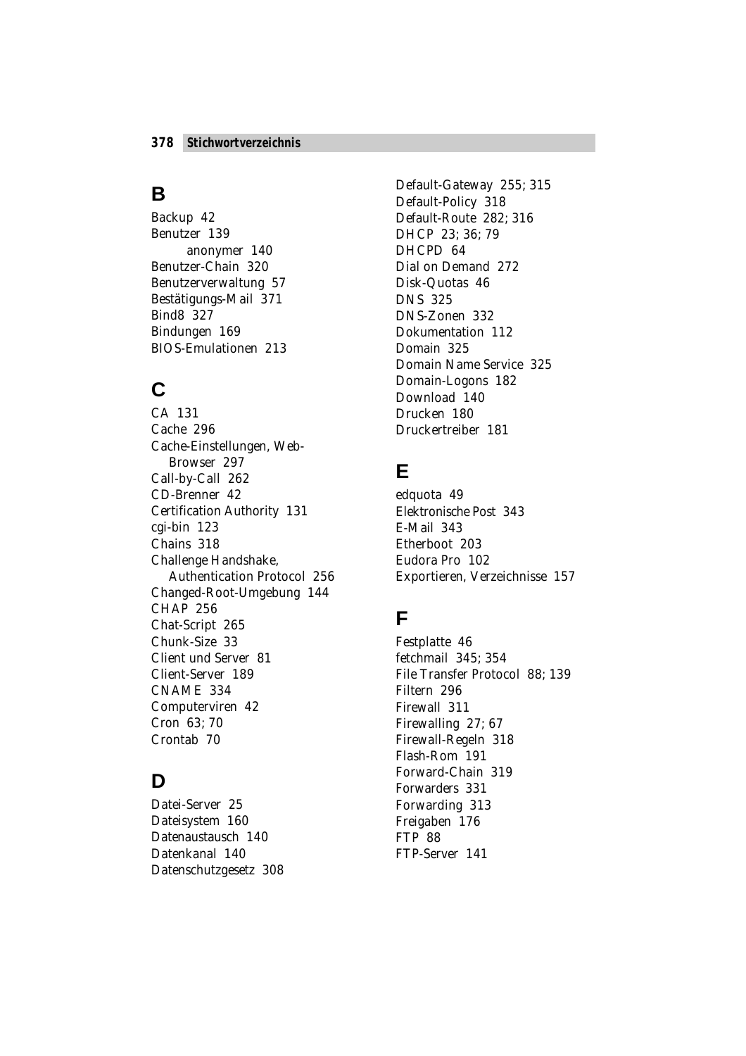## B

Backup 42
Benutzer 139
    anonymer 140
Benutzer-Chain 320
Benutzerverwaltung 57
Bestätigungs-Mail 371
Bind8 327
Bindungen 169
BIOS-Emulationen 213

## C

CA 131
Cache 296
Cache-Einstellungen, Web-Browser 297
Call-by-Call 262
CD-Brenner 42
Certification Authority 131
cgi-bin 123
Chains 318
Challenge Handshake, Authentication Protocol 256
Changed-Root-Umgebung 144
CHAP 256
Chat-Script 265
Chunk-Size 33
Client und Server 81
Client-Server 189
CNAME 334
Computerviren 42
Cron 63; 70
Crontab 70

## D

Datei-Server 25
Dateisystem 160
Datenaustausch 140
Datenkanal 140
Datenschutzgesetz 308
Default-Gateway 255; 315
Default-Policy 318
Default-Route 282; 316
DHCP 23; 36; 79
DHCPD 64
Dial on Demand 272
Disk-Quotas 46
DNS 325
DNS-Zonen 332
Dokumentation 112
Domain 325
Domain Name Service 325
Domain-Logons 182
Download 140
Drucken 180
Druckertreiber 181

## E

edquota 49
Elektronische Post 343
E-Mail 343
Etherboot 203
Eudora Pro 102
Exportieren, Verzeichnisse 157

## F

Festplatte 46
fetchmail 345; 354
File Transfer Protocol 88; 139
Filtern 296
Firewall 311
Firewalling 27; 67
Firewall-Regeln 318
Flash-Rom 191
Forward-Chain 319
Forwarders 331
Forwarding 313
Freigaben 176
FTP 88
FTP-Server 141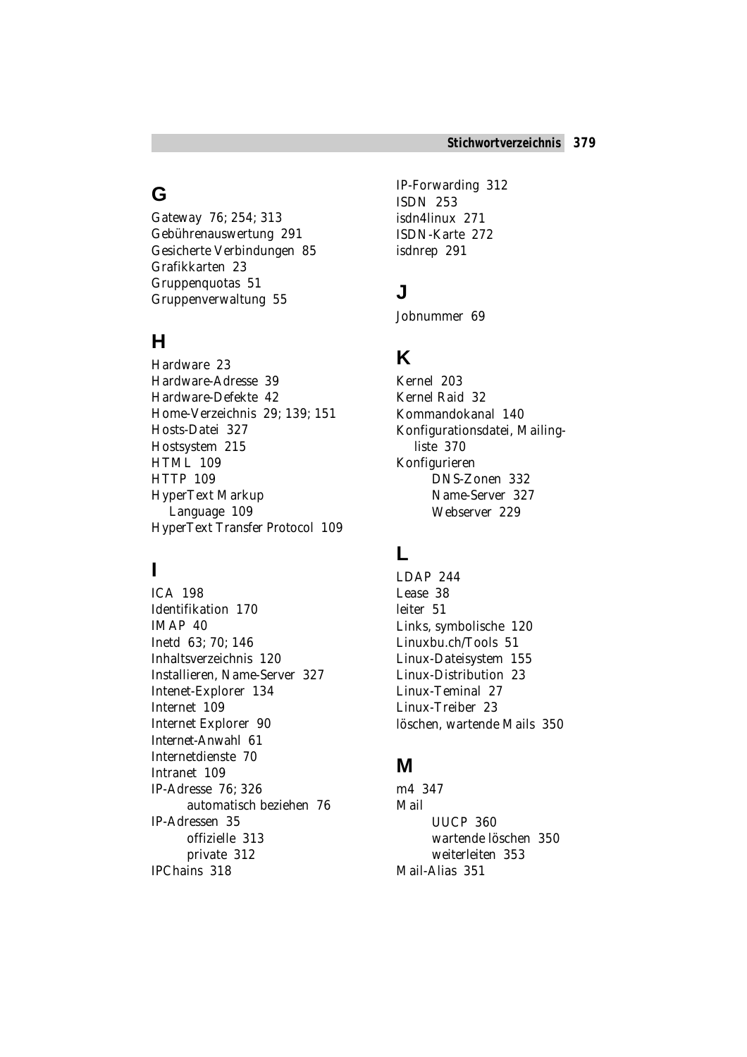## G

Gateway 76; 254; 313
Gebührenauswertung 291
Gesicherte Verbindungen 85
Grafikkarten 23
Gruppenquotas 51
Gruppenverwaltung 55

## H

Hardware 23
Hardware-Adresse 39
Hardware-Defekte 42
Home-Verzeichnis 29; 139; 151
Hosts-Datei 327
Hostsystem 215
HTML 109
HTTP 109
HyperText Markup Language 109
HyperText Transfer Protocol 109

## I

ICA 198
Identifikation 170
IMAP 40
Inetd 63; 70; 146
Inhaltsverzeichnis 120
Installieren, Name-Server 327
Intenet-Explorer 134
Internet 109
Internet Explorer 90
Internet-Anwahl 61
Internetdienste 70
Intranet 109
IP-Adresse 76; 326
- automatisch beziehen 76

IP-Adressen 35
- offizielle 313
- private 312

IPChains 318
IP-Forwarding 312
ISDN 253
isdn4linux 271
ISDN-Karte 272
isdnrep 291

## J

Jobnummer 69

## K

Kernel 203
Kernel Raid 32
Kommandokanal 140
Konfigurationsdatei, Mailingliste 370
Konfigurieren
- DNS-Zonen 332
- Name-Server 327
- Webserver 229

## L

LDAP 244
Lease 38
leiter 51
Links, symbolische 120
Linuxbu.ch/Tools 51
Linux-Dateisystem 155
Linux-Distribution 23
Linux-Teminal 27
Linux-Treiber 23
löschen, wartende Mails 350

## M

m4 347
Mail
- UUCP 360
- wartende löschen 350
- weiterleiten 353

Mail-Alias 351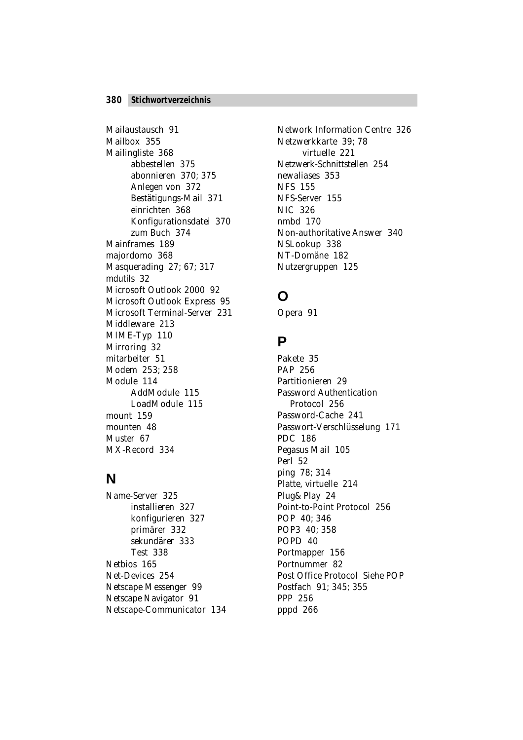Mailaustausch 91
Mailbox 355
Mailingliste 368
- abbestellen 375
- abonnieren 370; 375
- Anlegen von 372
- Bestätigungs-Mail 371
- einrichten 368
- Konfigurationsdatei 370
- zum Buch 374

Mainframes 189
majordomo 368
Masquerading 27; 67; 317
mdutils 32
Microsoft Outlook 2000 92
Microsoft Outlook Express 95
Microsoft Terminal-Server 231
Middleware 213
MIME-Typ 110
Mirroring 32
mitarbeiter 51
Modem 253; 258
Module 114
- AddModule 115
- LoadModule 115

mount 159
mounten 48
Muster 67
MX-Record 334

## N

Name-Server 325
- installieren 327
- konfigurieren 327
- primärer 332
- sekundärer 333
- Test 338

Netbios 165
Net-Devices 254
Netscape Messenger 99
Netscape Navigator 91
Netscape-Communicator 134
Network Information Centre 326
Netzwerkkarte 39; 78
- virtuelle 221

Netzwerk-Schnittstellen 254
newaliases 353
NFS 155
NFS-Server 155
NIC 326
nmbd 170
Non-authoritative Answer 340
NSLookup 338
NT-Domäne 182
Nutzergruppen 125

## O

Opera 91

## P

Pakete 35
PAP 256
Partitionieren 29
Password Authentication Protocol 256
Password-Cache 241
Passwort-Verschlüsselung 171
PDC 186
Pegasus Mail 105
Perl 52
ping 78; 314
Platte, virtuelle 214
Plug& Play 24
Point-to-Point Protocol 256
POP 40; 346
POP3 40; 358
POPD 40
Portmapper 156
Portnummer 82
Post Office Protocol Siehe POP
Postfach 91; 345; 355
PPP 256
pppd 266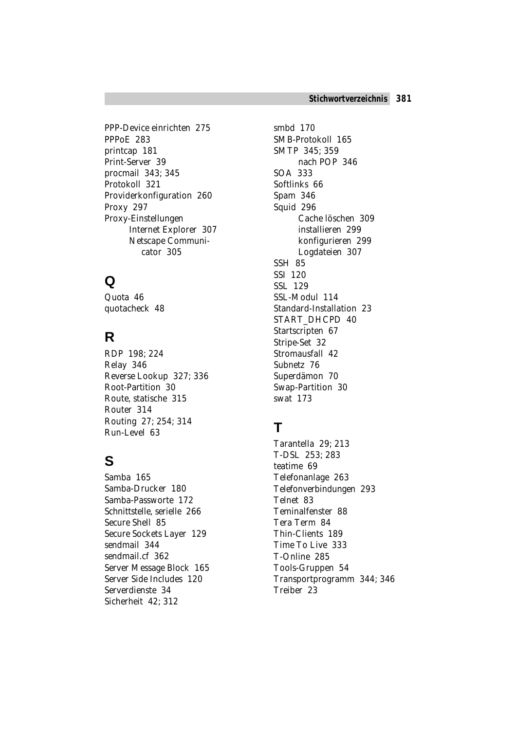PPP-Device einrichten 275
PPPoE 283
printcap 181
Print-Server 39
procmail 343; 345
Protokoll 321
Providerkonfiguration 260
Proxy 297
Proxy-Einstellungen
    Internet Explorer 307
    Netscape Communicator 305

## Q

Quota 46
quotacheck 48

## R

RDP 198; 224
Relay 346
Reverse Lookup 327; 336
Root-Partition 30
Route, statische 315
Router 314
Routing 27; 254; 314
Run-Level 63

## S

Samba 165
Samba-Drucker 180
Samba-Passworte 172
Schnittstelle, serielle 266
Secure Shell 85
Secure Sockets Layer 129
sendmail 344
sendmail.cf 362
Server Message Block 165
Server Side Includes 120
Serverdienste 34
Sicherheit 42; 312
smbd 170
SMB-Protokoll 165
SMTP 345; 359
    nach POP 346
SOA 333
Softlinks 66
Spam 346
Squid 296
    Cache löschen 309
    installieren 299
    konfigurieren 299
    Logdateien 307
SSH 85
SSI 120
SSL 129
SSL-Modul 114
Standard-Installation 23
START_DHCPD 40
Startscripten 67
Stripe-Set 32
Stromausfall 42
Subnetz 76
Superdämon 70
Swap-Partition 30
swat 173

## T

Tarantella 29; 213
T-DSL 253; 283
teatime 69
Telefonanlage 263
Telefonverbindungen 293
Telnet 83
Teminalfenster 88
Tera Term 84
Thin-Clients 189
Time To Live 333
T-Online 285
Tools-Gruppen 54
Transportprogramm 344; 346
Treiber 23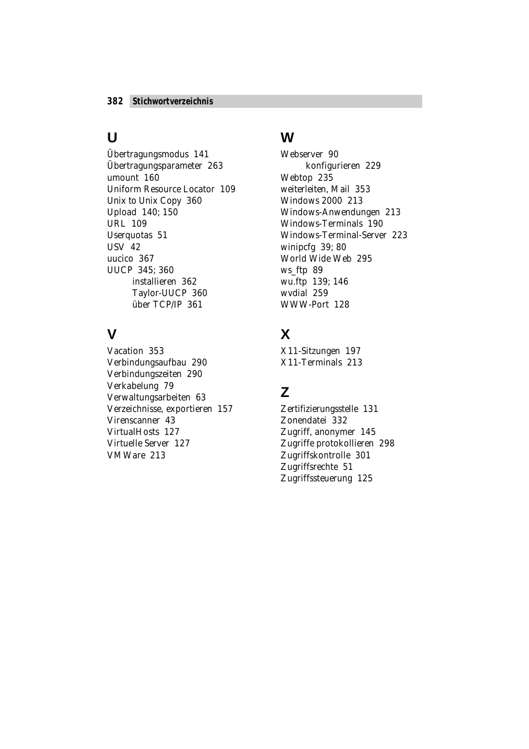## U

Übertragungsmodus 141
Übertragungsparameter 263
umount 160
Uniform Resource Locator 109
Unix to Unix Copy 360
Upload 140; 150
URL 109
Userquotas 51
USV 42
uucico 367
UUCP 345; 360
- installieren 362
- Taylor-UUCP 360
- über TCP/IP 361

## V

Vacation 353
Verbindungsaufbau 290
Verbindungszeiten 290
Verkabelung 79
Verwaltungsarbeiten 63
Verzeichnisse, exportieren 157
Virenscanner 43
VirtualHosts 127
Virtuelle Server 127
VMWare 213

## W

Webserver 90
- konfigurieren 229

Webtop 235
weiterleiten, Mail 353
Windows 2000 213
Windows-Anwendungen 213
Windows-Terminals 190
Windows-Terminal-Server 223
winipcfg 39; 80
World Wide Web 295
ws_ftp 89
wu.ftp 139; 146
wvdial 259
WWW-Port 128

## X

X11-Sitzungen 197
X11-Terminals 213

## Z

Zertifizierungsstelle 131
Zonendatei 332
Zugriff, anonymer 145
Zugriffe protokollieren 298
Zugriffskontrolle 301
Zugriffsrechte 51
Zugriffssteuerung 125